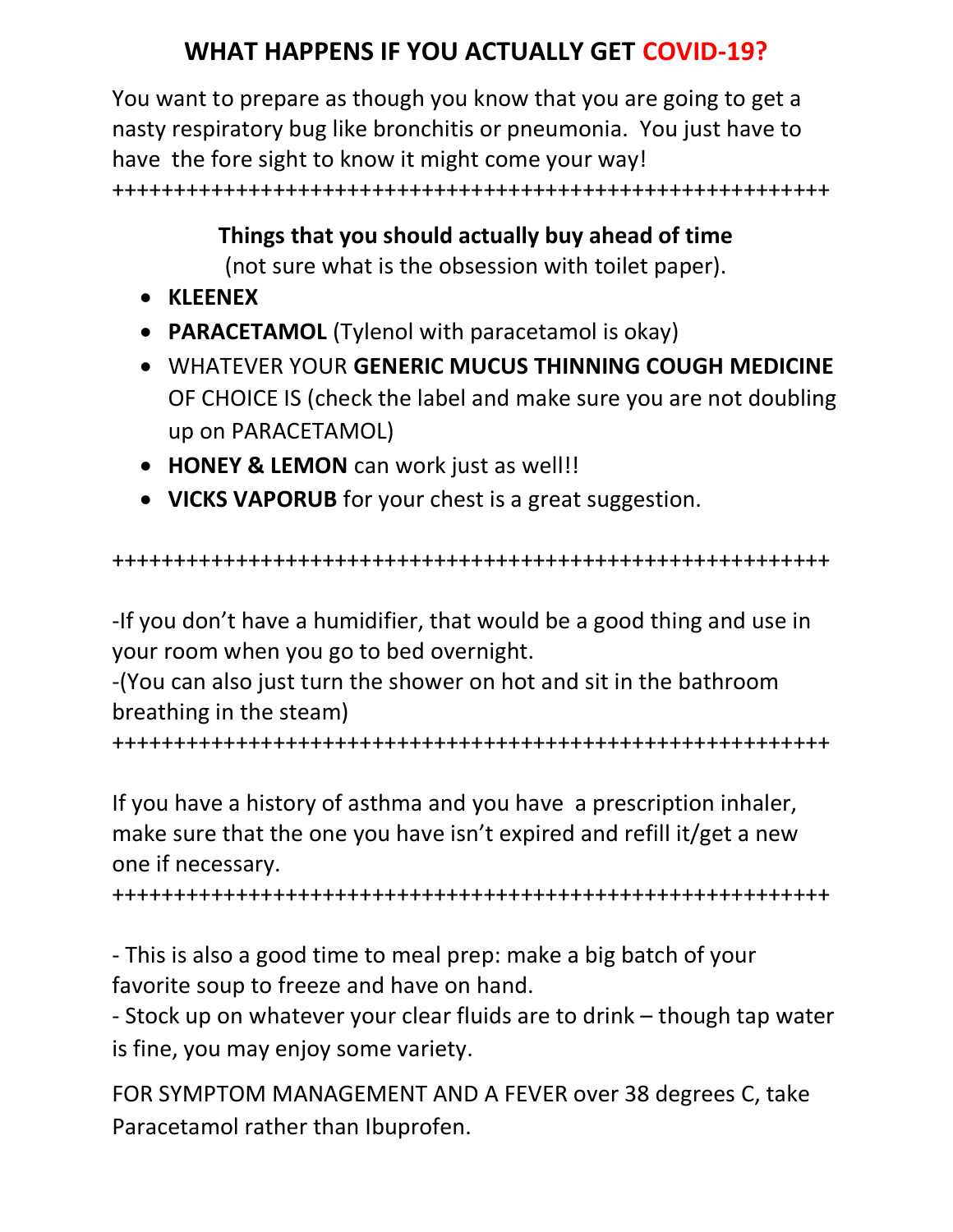# WHAT HAPPENS IF YOU ACTUALLY GET COVID-19?

You want to prepare as though you know that you are going to get a nasty respiratory bug like bronchitis or pneumonia. You just have to have the fore sight to know it might come your way!

++++++++++++++++++++++++++++++++++++++++++++++++++++++++++

**Things that you should actually buy ahead of time**

(not sure what is the obsession with toilet paper).

- **KLEENEX**
- **PARACETAMOL** (Tylenol with paracetamol is okay)
- WHATEVER YOUR **GENERIC MUCUS THINNING COUGH MEDICINE** OF CHOICE IS (check the label and make sure you are not doubling up on PARACETAMOL)
- **HONEY & LEMON** can work just as well!!
- **VICKS VAPORUB** for your chest is a great suggestion.

++++++++++++++++++++++++++++++++++++++++++++++++++++++++++

-If you don't have a humidifier, that would be a good thing and use in your room when you go to bed overnight.

-(You can also just turn the shower on hot and sit in the bathroom breathing in the steam)

++++++++++++++++++++++++++++++++++++++++++++++++++++++++++

If you have a history of asthma and you have a prescription inhaler, make sure that the one you have isn't expired and refill it/get a new one if necessary.

++++++++++++++++++++++++++++++++++++++++++++++++++++++++++

- This is also a good time to meal prep: make a big batch of your favorite soup to freeze and have on hand.
- Stock up on whatever your clear fluids are to drink – though tap water is fine, you may enjoy some variety.

FOR SYMPTOM MANAGEMENT AND A FEVER over 38 degrees C, take Paracetamol rather than Ibuprofen.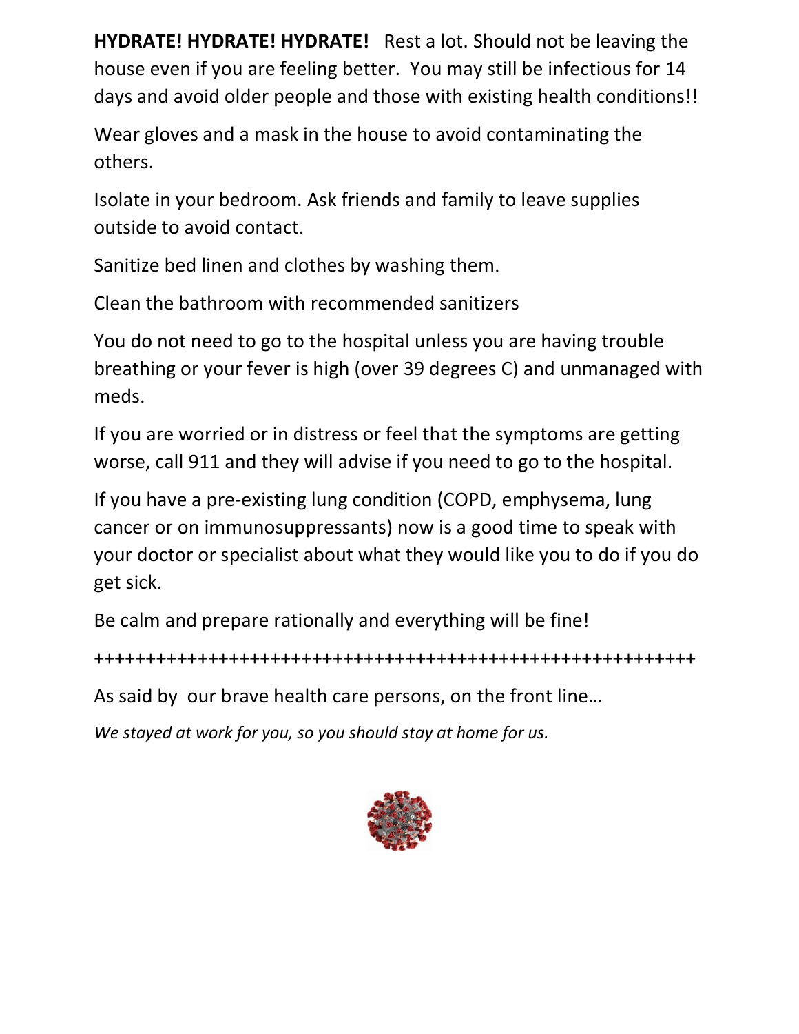**HYDRATE! HYDRATE! HYDRATE!** Rest a lot. Should not be leaving the house even if you are feeling better. You may still be infectious for 14 days and avoid older people and those with existing health conditions!!

Wear gloves and a mask in the house to avoid contaminating the others.

Isolate in your bedroom. Ask friends and family to leave supplies outside to avoid contact.

Sanitize bed linen and clothes by washing them.

Clean the bathroom with recommended sanitizers

You do not need to go to the hospital unless you are having trouble breathing or your fever is high (over 39 degrees C) and unmanaged with meds.

If you are worried or in distress or feel that the symptoms are getting worse, call 911 and they will advise if you need to go to the hospital.

If you have a pre-existing lung condition (COPD, emphysema, lung cancer or on immunosuppressants) now is a good time to speak with your doctor or specialist about what they would like you to do if you do get sick.

Be calm and prepare rationally and everything will be fine!

++++++++++++++++++++++++++++++++++++++++++++++++++++++++++

As said by our brave health care persons, on the front line…

*We stayed at work for you, so you should stay at home for us.*